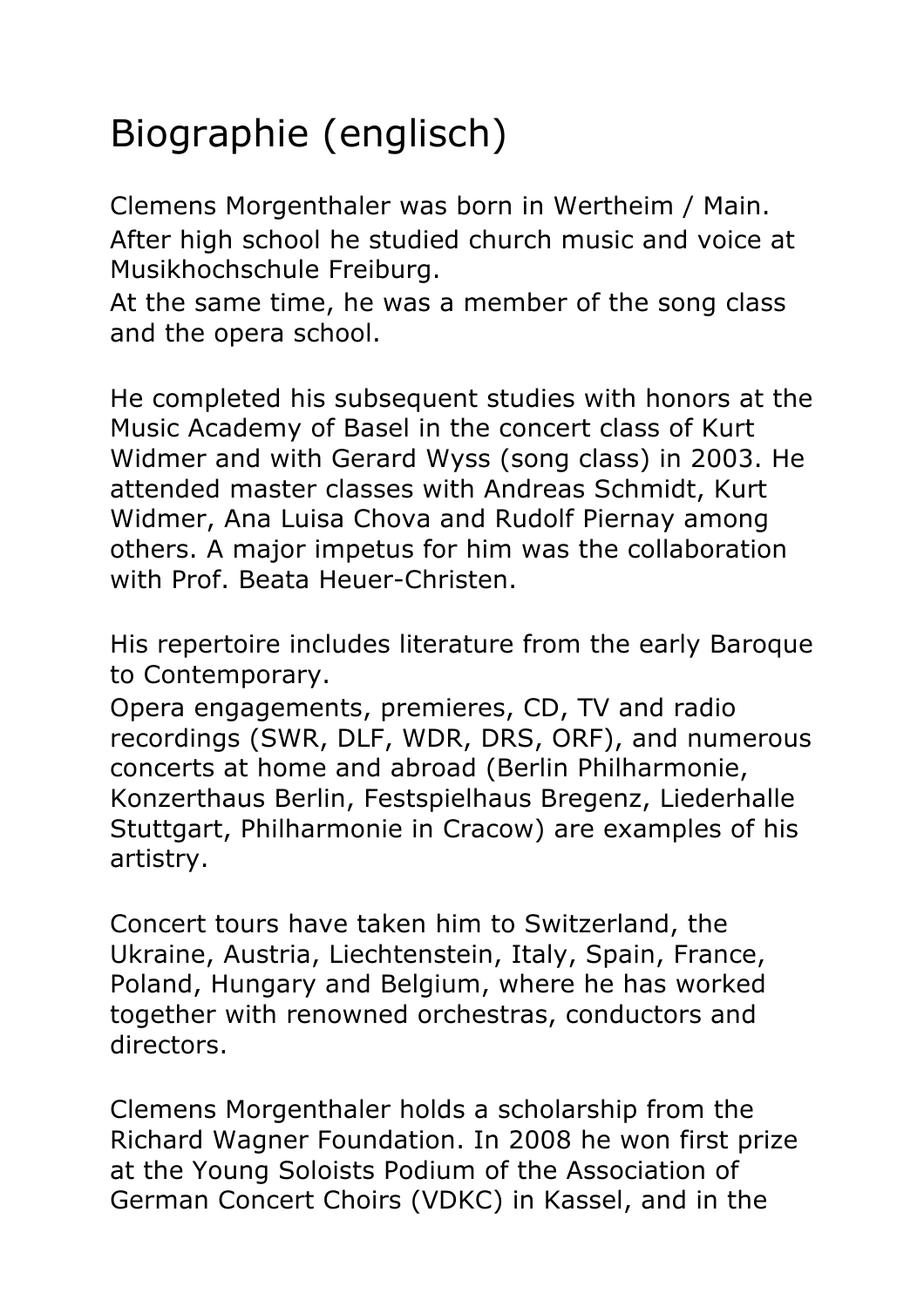# Biographie (englisch)

Clemens Morgenthaler was born in Wertheim / Main.
After high school he studied church music and voice at Musikhochschule Freiburg.
At the same time, he was a member of the song class and the opera school.

He completed his subsequent studies with honors at the Music Academy of Basel in the concert class of Kurt Widmer and with Gerard Wyss (song class) in 2003. He attended master classes with Andreas Schmidt, Kurt Widmer, Ana Luisa Chova and Rudolf Piernay among others. A major impetus for him was the collaboration with Prof. Beata Heuer-Christen.

His repertoire includes literature from the early Baroque to Contemporary.
Opera engagements, premieres, CD, TV and radio recordings (SWR, DLF, WDR, DRS, ORF), and numerous concerts at home and abroad (Berlin Philharmonie, Konzerthaus Berlin, Festspielhaus Bregenz, Liederhalle Stuttgart, Philharmonie in Cracow) are examples of his artistry.

Concert tours have taken him to Switzerland, the Ukraine, Austria, Liechtenstein, Italy, Spain, France, Poland, Hungary and Belgium, where he has worked together with renowned orchestras, conductors and directors.

Clemens Morgenthaler holds a scholarship from the Richard Wagner Foundation. In 2008 he won first prize at the Young Soloists Podium of the Association of German Concert Choirs (VDKC) in Kassel, and in the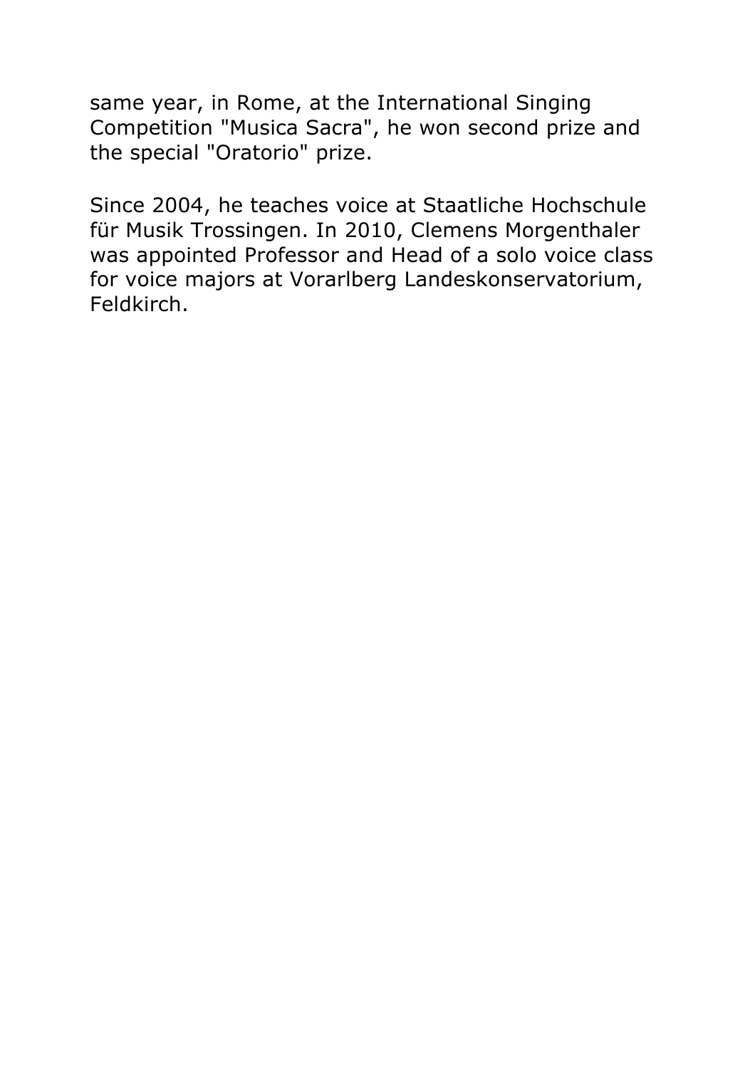same year, in Rome, at the International Singing Competition "Musica Sacra", he won second prize and the special "Oratorio" prize.

Since 2004, he teaches voice at Staatliche Hochschule für Musik Trossingen. In 2010, Clemens Morgenthaler was appointed Professor and Head of a solo voice class for voice majors at Vorarlberg Landeskonservatorium, Feldkirch.